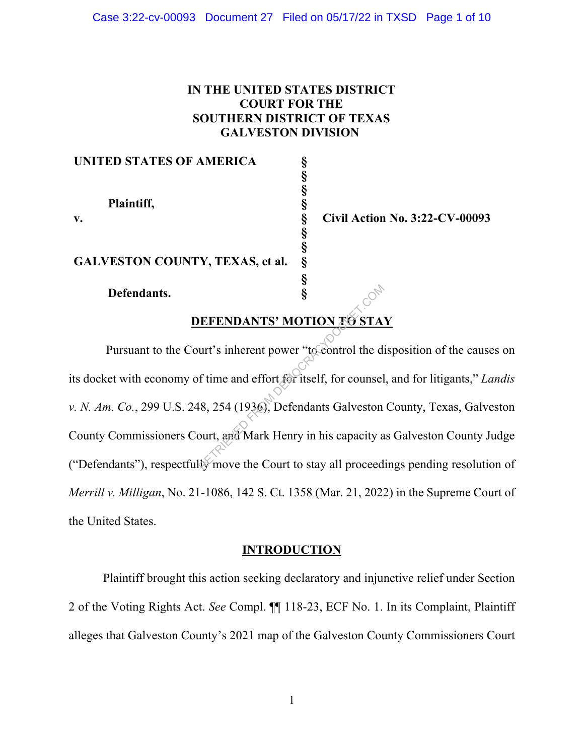**IN THE UNITED STATES DISTRICT COURT FOR THE SOUTHERN DISTRICT OF TEXAS GALVESTON DIVISION**

| | | |
|---|---|---|
| **UNITED STATES OF AMERICA** | § | |
| | § | |
| **Plaintiff,** | § | |
| **v.** | § | **Civil Action No. 3:22-CV-00093** |
| | § | |
| **GALVESTON COUNTY, TEXAS, et al.** | § | |
| | § | |
| **Defendants.** | § | |

## DEFENDANTS' MOTION TO STAY

Pursuant to the Court's inherent power "to control the disposition of the causes on its docket with economy of time and effort for itself, for counsel, and for litigants," *Landis v. N. Am. Co.*, 299 U.S. 248, 254 (1936), Defendants Galveston County, Texas, Galveston County Commissioners Court, and Mark Henry in his capacity as Galveston County Judge ("Defendants"), respectfully move the Court to stay all proceedings pending resolution of *Merrill v. Milligan*, No. 21-1086, 142 S. Ct. 1358 (Mar. 21, 2022) in the Supreme Court of the United States.

## INTRODUCTION

Plaintiff brought this action seeking declaratory and injunctive relief under Section 2 of the Voting Rights Act. *See* Compl. ¶¶ 118-23, ECF No. 1. In its Complaint, Plaintiff alleges that Galveston County's 2021 map of the Galveston County Commissioners Court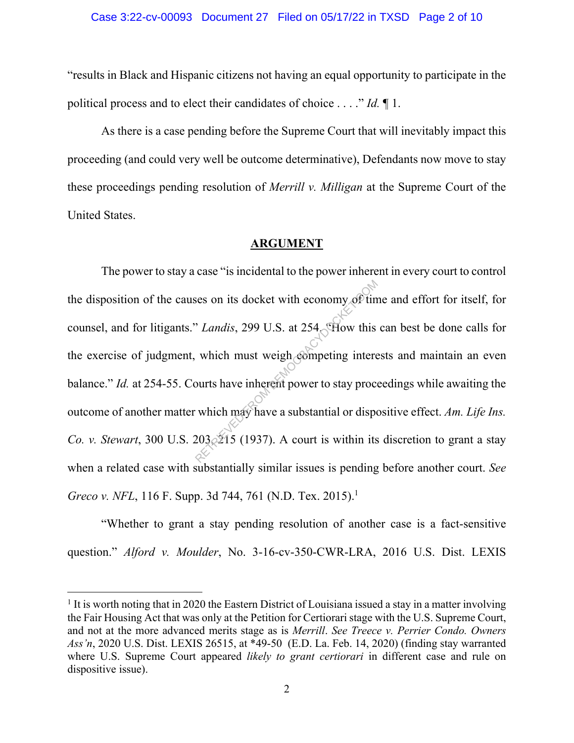"results in Black and Hispanic citizens not having an equal opportunity to participate in the political process and to elect their candidates of choice . . . ." *Id.* ¶ 1.

As there is a case pending before the Supreme Court that will inevitably impact this proceeding (and could very well be outcome determinative), Defendants now move to stay these proceedings pending resolution of *Merrill v. Milligan* at the Supreme Court of the United States.

## ARGUMENT

The power to stay a case "is incidental to the power inherent in every court to control the disposition of the causes on its docket with economy of time and effort for itself, for counsel, and for litigants." *Landis*, 299 U.S. at 254. "How this can best be done calls for the exercise of judgment, which must weigh competing interests and maintain an even balance." *Id.* at 254-55. Courts have inherent power to stay proceedings while awaiting the outcome of another matter which may have a substantial or dispositive effect. *Am. Life Ins. Co. v. Stewart*, 300 U.S. 203, 215 (1937). A court is within its discretion to grant a stay when a related case with substantially similar issues is pending before another court. *See Greco v. NFL*, 116 F. Supp. 3d 744, 761 (N.D. Tex. 2015).[1]

"Whether to grant a stay pending resolution of another case is a fact-sensitive question." *Alford v. Moulder*, No. 3-16-cv-350-CWR-LRA, 2016 U.S. Dist. LEXIS

[1] It is worth noting that in 2020 the Eastern District of Louisiana issued a stay in a matter involving the Fair Housing Act that was only at the Petition for Certiorari stage with the U.S. Supreme Court, and not at the more advanced merits stage as is *Merrill*. *See Treece v. Perrier Condo. Owners Ass'n*, 2020 U.S. Dist. LEXIS 26515, at *49-50 (E.D. La. Feb. 14, 2020) (finding stay warranted where U.S. Supreme Court appeared *likely to grant certiorari* in different case and rule on dispositive issue).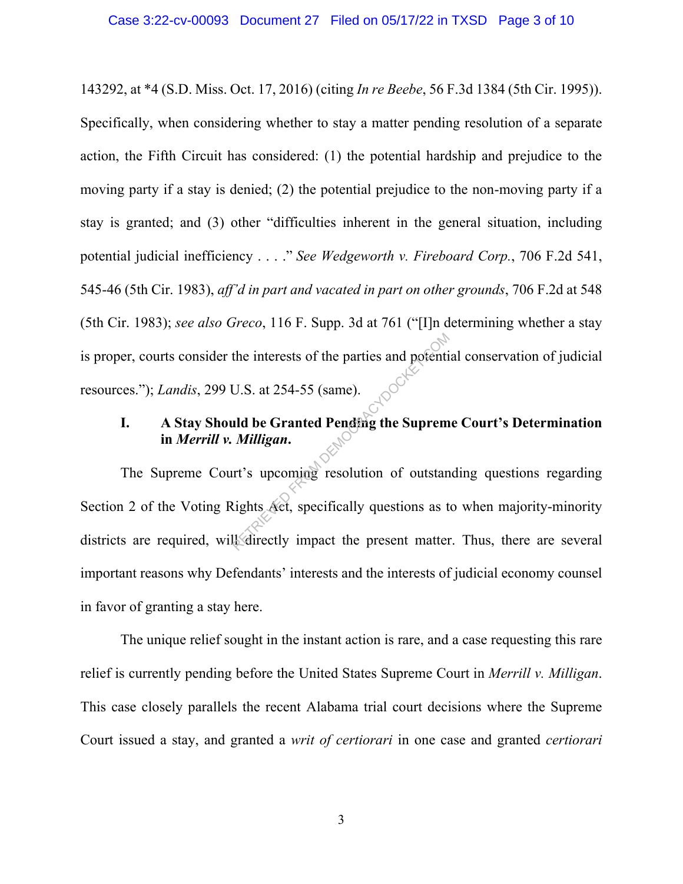143292, at *4 (S.D. Miss. Oct. 17, 2016) (citing *In re Beebe*, 56 F.3d 1384 (5th Cir. 1995)). Specifically, when considering whether to stay a matter pending resolution of a separate action, the Fifth Circuit has considered: (1) the potential hardship and prejudice to the moving party if a stay is denied; (2) the potential prejudice to the non-moving party if a stay is granted; and (3) other "difficulties inherent in the general situation, including potential judicial inefficiency . . . ." *See Wedgeworth v. Fireboard Corp.*, 706 F.2d 541, 545-46 (5th Cir. 1983), *aff'd in part and vacated in part on other grounds*, 706 F.2d at 548 (5th Cir. 1983); *see also Greco*, 116 F. Supp. 3d at 761 ("[I]n determining whether a stay is proper, courts consider the interests of the parties and potential conservation of judicial resources."); *Landis*, 299 U.S. at 254-55 (same).

## I. A Stay Should be Granted Pending the Supreme Court's Determination in *Merrill v. Milligan*.

The Supreme Court's upcoming resolution of outstanding questions regarding Section 2 of the Voting Rights Act, specifically questions as to when majority-minority districts are required, will directly impact the present matter. Thus, there are several important reasons why Defendants' interests and the interests of judicial economy counsel in favor of granting a stay here.

The unique relief sought in the instant action is rare, and a case requesting this rare relief is currently pending before the United States Supreme Court in *Merrill v. Milligan*. This case closely parallels the recent Alabama trial court decisions where the Supreme Court issued a stay, and granted a *writ of certiorari* in one case and granted *certiorari*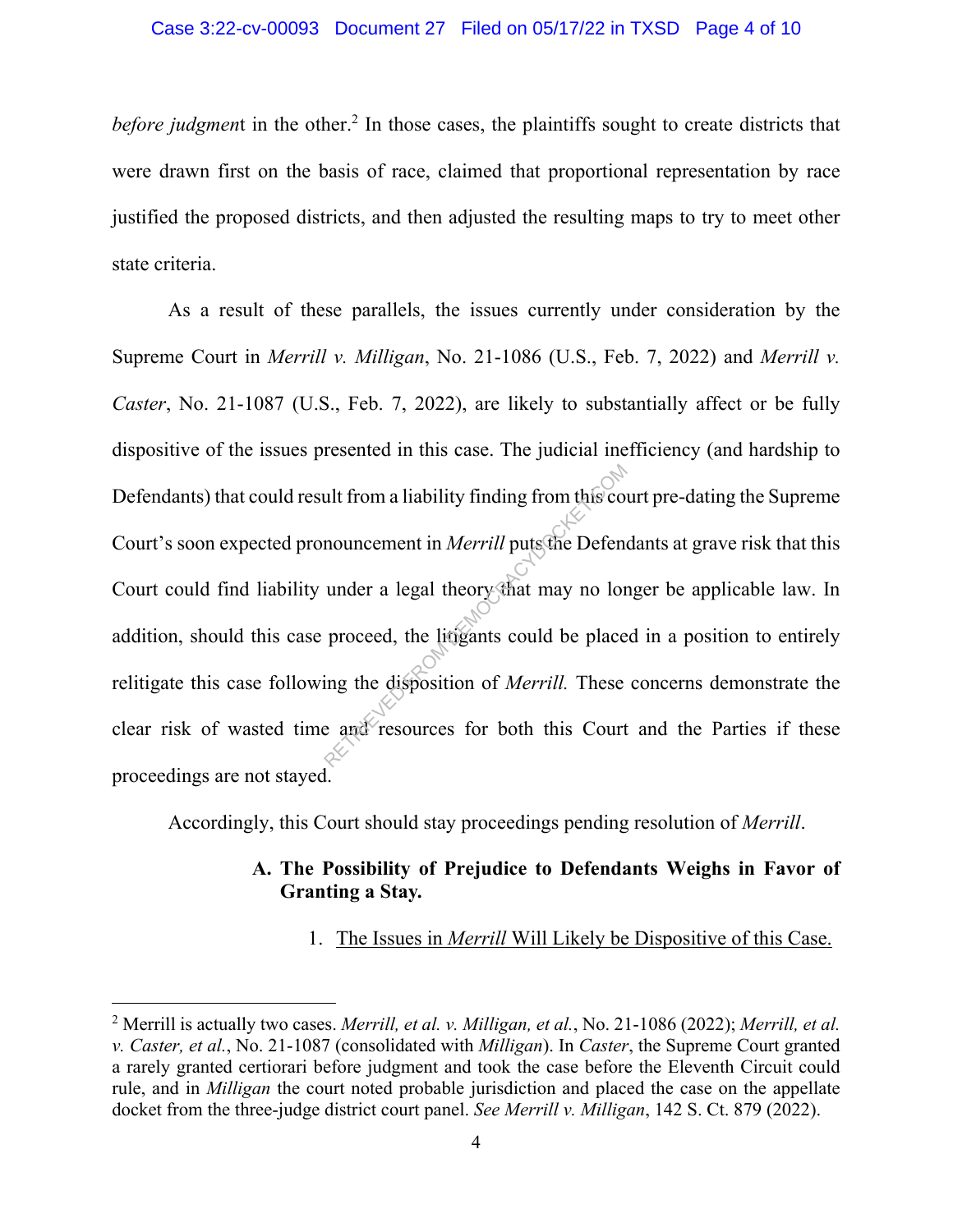*before judgmen*t in the other.[2] In those cases, the plaintiffs sought to create districts that were drawn first on the basis of race, claimed that proportional representation by race justified the proposed districts, and then adjusted the resulting maps to try to meet other state criteria.

As a result of these parallels, the issues currently under consideration by the Supreme Court in *Merrill v. Milligan*, No. 21-1086 (U.S., Feb. 7, 2022) and *Merrill v. Caster*, No. 21-1087 (U.S., Feb. 7, 2022), are likely to substantially affect or be fully dispositive of the issues presented in this case. The judicial inefficiency (and hardship to Defendants) that could result from a liability finding from this court pre-dating the Supreme Court's soon expected pronouncement in *Merrill* puts the Defendants at grave risk that this Court could find liability under a legal theory that may no longer be applicable law. In addition, should this case proceed, the litigants could be placed in a position to entirely relitigate this case following the disposition of *Merrill.* These concerns demonstrate the clear risk of wasted time and resources for both this Court and the Parties if these proceedings are not stayed.

Accordingly, this Court should stay proceedings pending resolution of *Merrill*.

### A. The Possibility of Prejudice to Defendants Weighs in Favor of Granting a Stay.

1. <u>The Issues in *Merrill* Will Likely be Dispositive of this Case.</u>

---

[2] Merrill is actually two cases. *Merrill, et al. v. Milligan, et al.*, No. 21-1086 (2022); *Merrill, et al. v. Caster, et al.*, No. 21-1087 (consolidated with *Milligan*). In *Caster*, the Supreme Court granted a rarely granted certiorari before judgment and took the case before the Eleventh Circuit could rule, and in *Milligan* the court noted probable jurisdiction and placed the case on the appellate docket from the three-judge district court panel. *See Merrill v. Milligan*, 142 S. Ct. 879 (2022).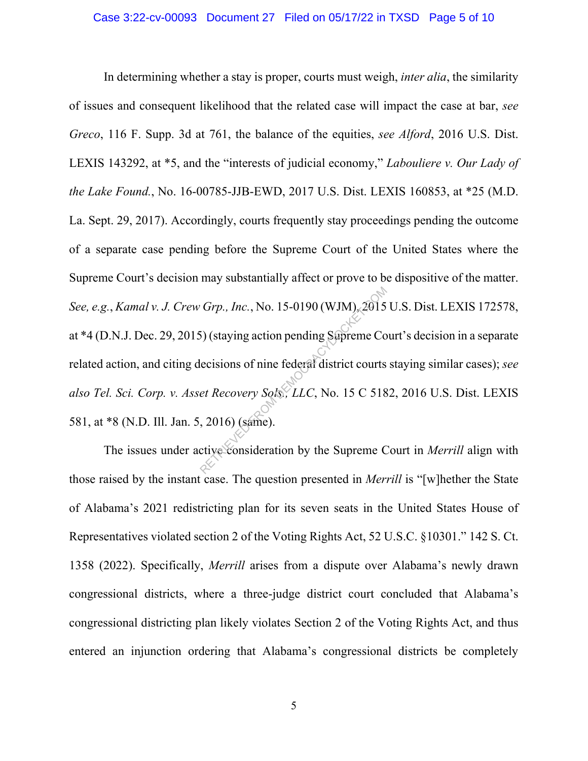In determining whether a stay is proper, courts must weigh, *inter alia*, the similarity of issues and consequent likelihood that the related case will impact the case at bar, *see Greco*, 116 F. Supp. 3d at 761, the balance of the equities, *see Alford*, 2016 U.S. Dist. LEXIS 143292, at *5, and the "interests of judicial economy," *Labouliere v. Our Lady of the Lake Found.*, No. 16-00785-JJB-EWD, 2017 U.S. Dist. LEXIS 160853, at *25 (M.D. La. Sept. 29, 2017). Accordingly, courts frequently stay proceedings pending the outcome of a separate case pending before the Supreme Court of the United States where the Supreme Court's decision may substantially affect or prove to be dispositive of the matter. *See, e.g.*, *Kamal v. J. Crew Grp., Inc.*, No. 15-0190 (WJM), 2015 U.S. Dist. LEXIS 172578, at *4 (D.N.J. Dec. 29, 2015) (staying action pending Supreme Court's decision in a separate related action, and citing decisions of nine federal district courts staying similar cases); *see also Tel. Sci. Corp. v. Asset Recovery Sols., LLC*, No. 15 C 5182, 2016 U.S. Dist. LEXIS 581, at *8 (N.D. Ill. Jan. 5, 2016) (same).

The issues under active consideration by the Supreme Court in *Merrill* align with those raised by the instant case. The question presented in *Merrill* is "[w]hether the State of Alabama's 2021 redistricting plan for its seven seats in the United States House of Representatives violated section 2 of the Voting Rights Act, 52 U.S.C. §10301." 142 S. Ct. 1358 (2022). Specifically, *Merrill* arises from a dispute over Alabama's newly drawn congressional districts, where a three-judge district court concluded that Alabama's congressional districting plan likely violates Section 2 of the Voting Rights Act, and thus entered an injunction ordering that Alabama's congressional districts be completely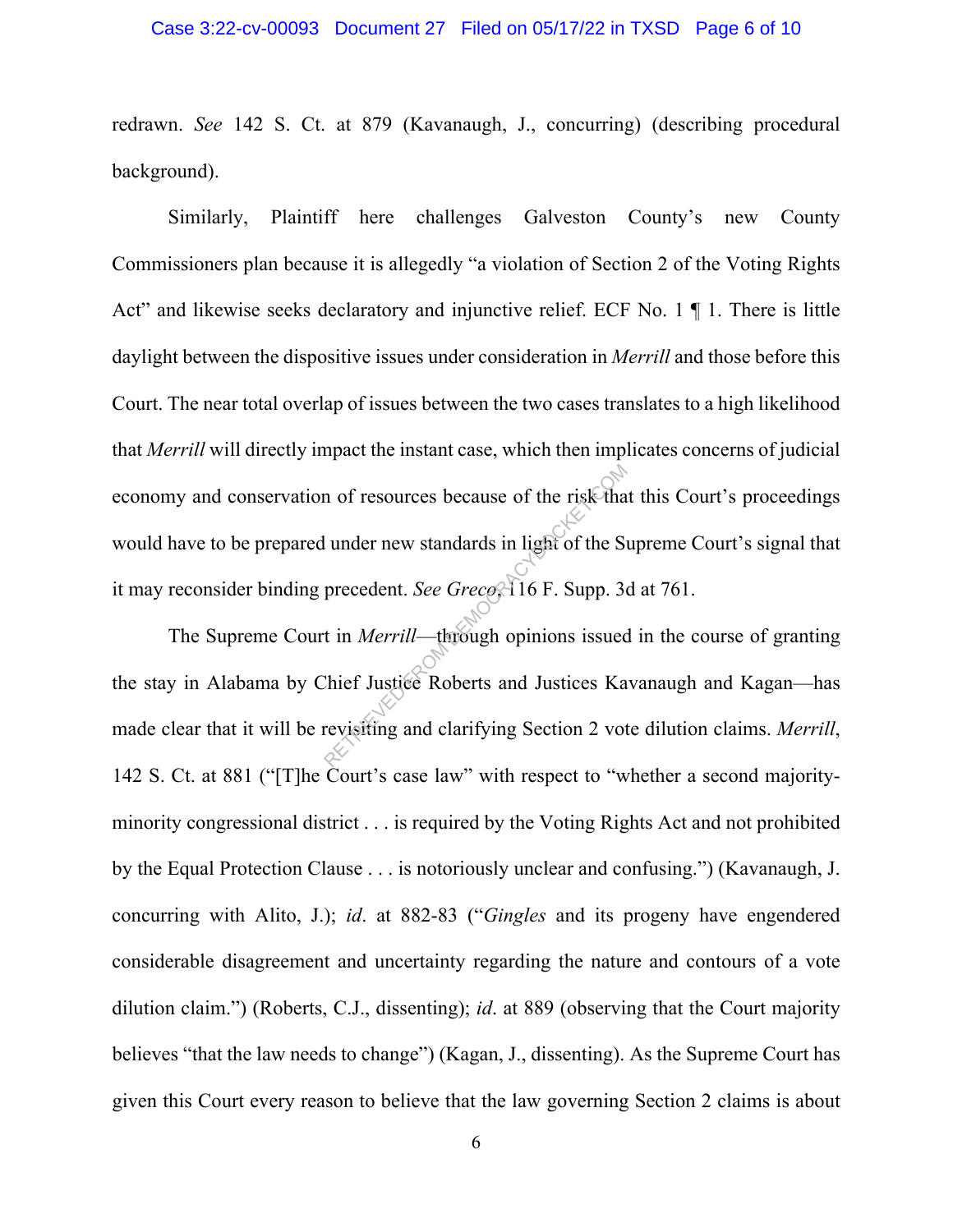redrawn. *See* 142 S. Ct. at 879 (Kavanaugh, J., concurring) (describing procedural background).

Similarly, Plaintiff here challenges Galveston County's new County Commissioners plan because it is allegedly "a violation of Section 2 of the Voting Rights Act" and likewise seeks declaratory and injunctive relief. ECF No. 1 ¶ 1. There is little daylight between the dispositive issues under consideration in *Merrill* and those before this Court. The near total overlap of issues between the two cases translates to a high likelihood that *Merrill* will directly impact the instant case, which then implicates concerns of judicial economy and conservation of resources because of the risk that this Court's proceedings would have to be prepared under new standards in light of the Supreme Court's signal that it may reconsider binding precedent. *See Greco*, 116 F. Supp. 3d at 761.

The Supreme Court in *Merrill*—through opinions issued in the course of granting the stay in Alabama by Chief Justice Roberts and Justices Kavanaugh and Kagan—has made clear that it will be revisiting and clarifying Section 2 vote dilution claims. *Merrill*, 142 S. Ct. at 881 ("[T]he Court's case law" with respect to "whether a second majority-minority congressional district . . . is required by the Voting Rights Act and not prohibited by the Equal Protection Clause . . . is notoriously unclear and confusing.") (Kavanaugh, J. concurring with Alito, J.); *id*. at 882-83 ("*Gingles* and its progeny have engendered considerable disagreement and uncertainty regarding the nature and contours of a vote dilution claim.") (Roberts, C.J., dissenting); *id*. at 889 (observing that the Court majority believes "that the law needs to change") (Kagan, J., dissenting). As the Supreme Court has given this Court every reason to believe that the law governing Section 2 claims is about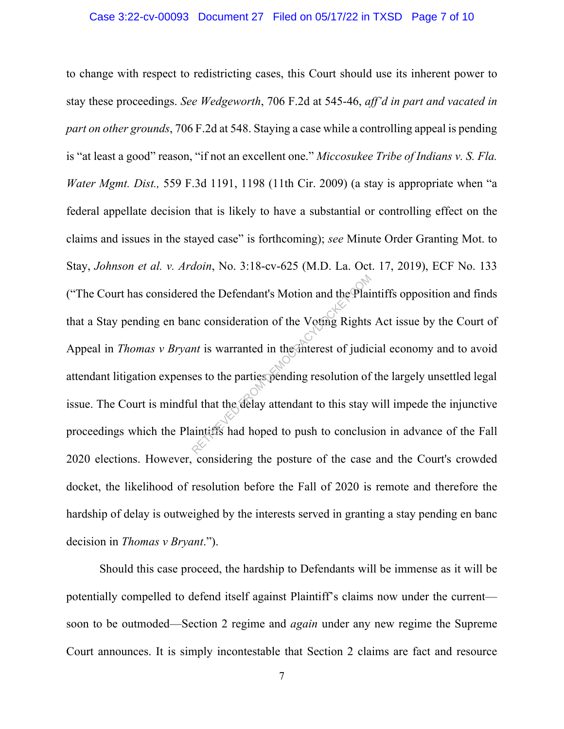to change with respect to redistricting cases, this Court should use its inherent power to stay these proceedings. *See Wedgeworth*, 706 F.2d at 545-46, *aff'd in part and vacated in part on other grounds*, 706 F.2d at 548. Staying a case while a controlling appeal is pending is "at least a good" reason, "if not an excellent one." *Miccosukee Tribe of Indians v. S. Fla. Water Mgmt. Dist.,* 559 F.3d 1191, 1198 (11th Cir. 2009) (a stay is appropriate when "a federal appellate decision that is likely to have a substantial or controlling effect on the claims and issues in the stayed case" is forthcoming); *see* Minute Order Granting Mot. to Stay, *Johnson et al. v. Ardoin*, No. 3:18-cv-625 (M.D. La. Oct. 17, 2019), ECF No. 133 ("The Court has considered the Defendant's Motion and the Plaintiffs opposition and finds that a Stay pending en banc consideration of the Voting Rights Act issue by the Court of Appeal in *Thomas v Bryant* is warranted in the interest of judicial economy and to avoid attendant litigation expenses to the parties pending resolution of the largely unsettled legal issue. The Court is mindful that the delay attendant to this stay will impede the injunctive proceedings which the Plaintiffs had hoped to push to conclusion in advance of the Fall 2020 elections. However, considering the posture of the case and the Court's crowded docket, the likelihood of resolution before the Fall of 2020 is remote and therefore the hardship of delay is outweighed by the interests served in granting a stay pending en banc decision in *Thomas v Bryant*.").

Should this case proceed, the hardship to Defendants will be immense as it will be potentially compelled to defend itself against Plaintiff's claims now under the current—soon to be outmoded—Section 2 regime and *again* under any new regime the Supreme Court announces. It is simply incontestable that Section 2 claims are fact and resource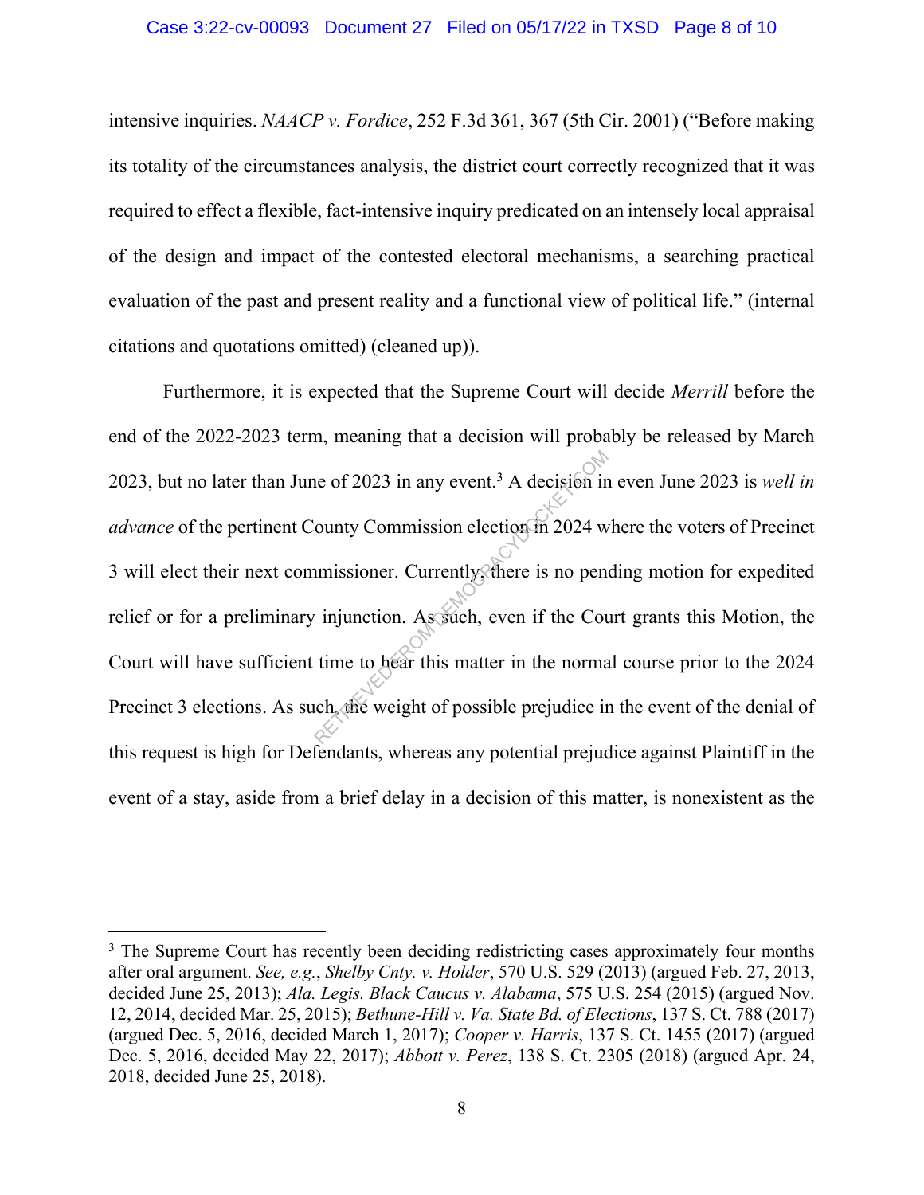intensive inquiries. *NAACP v. Fordice*, 252 F.3d 361, 367 (5th Cir. 2001) ("Before making its totality of the circumstances analysis, the district court correctly recognized that it was required to effect a flexible, fact-intensive inquiry predicated on an intensely local appraisal of the design and impact of the contested electoral mechanisms, a searching practical evaluation of the past and present reality and a functional view of political life." (internal citations and quotations omitted) (cleaned up)).

Furthermore, it is expected that the Supreme Court will decide *Merrill* before the end of the 2022-2023 term, meaning that a decision will probably be released by March 2023, but no later than June of 2023 in any event.[3] A decision in even June 2023 is *well in advance* of the pertinent County Commission election in 2024 where the voters of Precinct 3 will elect their next commissioner. Currently, there is no pending motion for expedited relief or for a preliminary injunction. As such, even if the Court grants this Motion, the Court will have sufficient time to hear this matter in the normal course prior to the 2024 Precinct 3 elections. As such, the weight of possible prejudice in the event of the denial of this request is high for Defendants, whereas any potential prejudice against Plaintiff in the event of a stay, aside from a brief delay in a decision of this matter, is nonexistent as the

---

[3] The Supreme Court has recently been deciding redistricting cases approximately four months after oral argument. *See, e.g.*, *Shelby Cnty. v. Holder*, 570 U.S. 529 (2013) (argued Feb. 27, 2013, decided June 25, 2013); *Ala. Legis. Black Caucus v. Alabama*, 575 U.S. 254 (2015) (argued Nov. 12, 2014, decided Mar. 25, 2015); *Bethune-Hill v. Va. State Bd. of Elections*, 137 S. Ct. 788 (2017) (argued Dec. 5, 2016, decided March 1, 2017); *Cooper v. Harris*, 137 S. Ct. 1455 (2017) (argued Dec. 5, 2016, decided May 22, 2017); *Abbott v. Perez*, 138 S. Ct. 2305 (2018) (argued Apr. 24, 2018, decided June 25, 2018).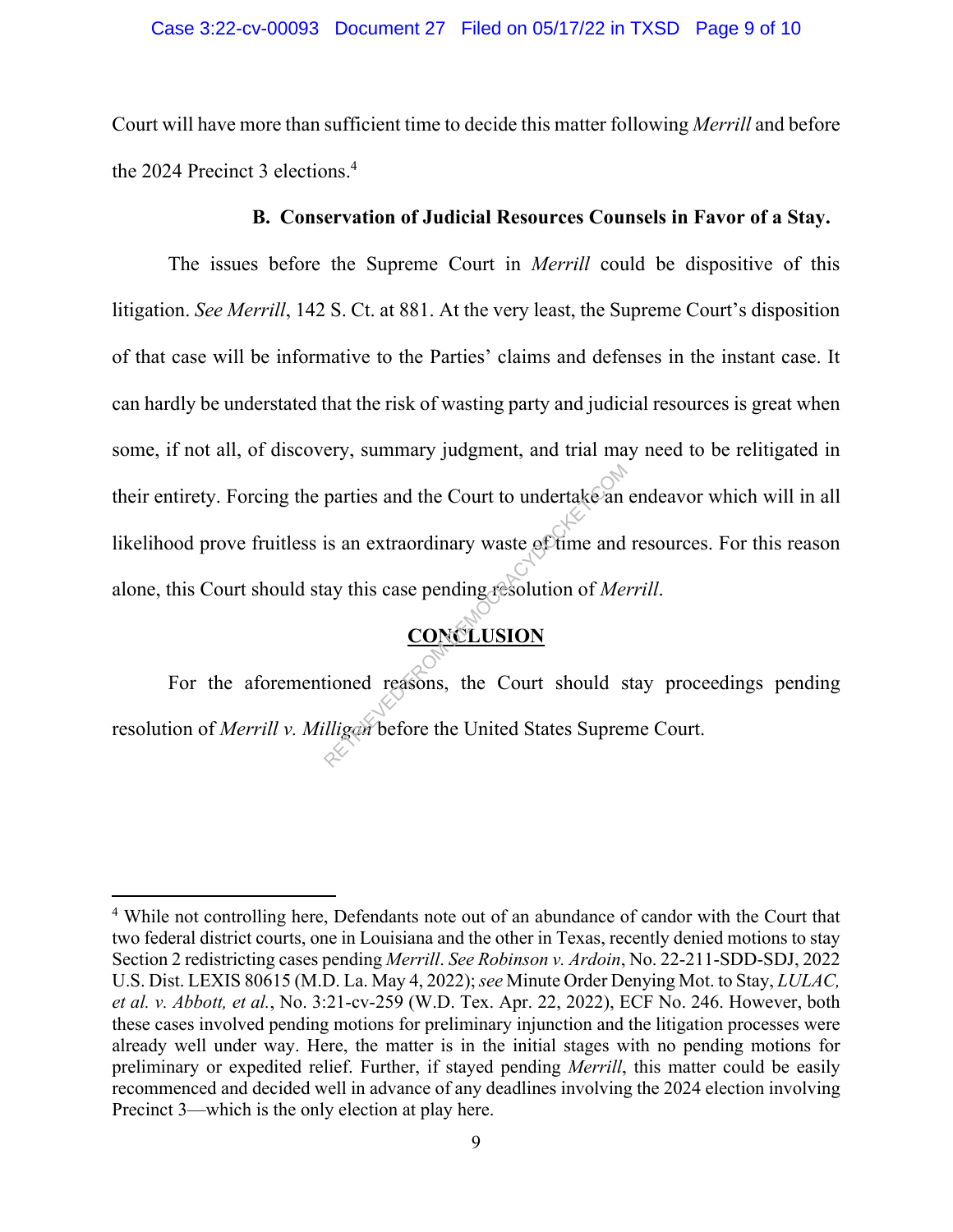Court will have more than sufficient time to decide this matter following *Merrill* and before the 2024 Precinct 3 elections.[4]

### B. Conservation of Judicial Resources Counsels in Favor of a Stay.

The issues before the Supreme Court in *Merrill* could be dispositive of this litigation. *See Merrill*, 142 S. Ct. at 881. At the very least, the Supreme Court's disposition of that case will be informative to the Parties' claims and defenses in the instant case. It can hardly be understated that the risk of wasting party and judicial resources is great when some, if not all, of discovery, summary judgment, and trial may need to be relitigated in their entirety. Forcing the parties and the Court to undertake an endeavor which will in all likelihood prove fruitless is an extraordinary waste of time and resources. For this reason alone, this Court should stay this case pending resolution of *Merrill*.

## CONCLUSION

For the aforementioned reasons, the Court should stay proceedings pending resolution of *Merrill v. Milligan* before the United States Supreme Court.

---

[4] While not controlling here, Defendants note out of an abundance of candor with the Court that two federal district courts, one in Louisiana and the other in Texas, recently denied motions to stay Section 2 redistricting cases pending *Merrill*. *See Robinson v. Ardoin*, No. 22-211-SDD-SDJ, 2022 U.S. Dist. LEXIS 80615 (M.D. La. May 4, 2022); *see* Minute Order Denying Mot. to Stay, *LULAC, et al. v. Abbott, et al.*, No. 3:21-cv-259 (W.D. Tex. Apr. 22, 2022), ECF No. 246. However, both these cases involved pending motions for preliminary injunction and the litigation processes were already well under way. Here, the matter is in the initial stages with no pending motions for preliminary or expedited relief. Further, if stayed pending *Merrill*, this matter could be easily recommenced and decided well in advance of any deadlines involving the 2024 election involving Precinct 3—which is the only election at play here.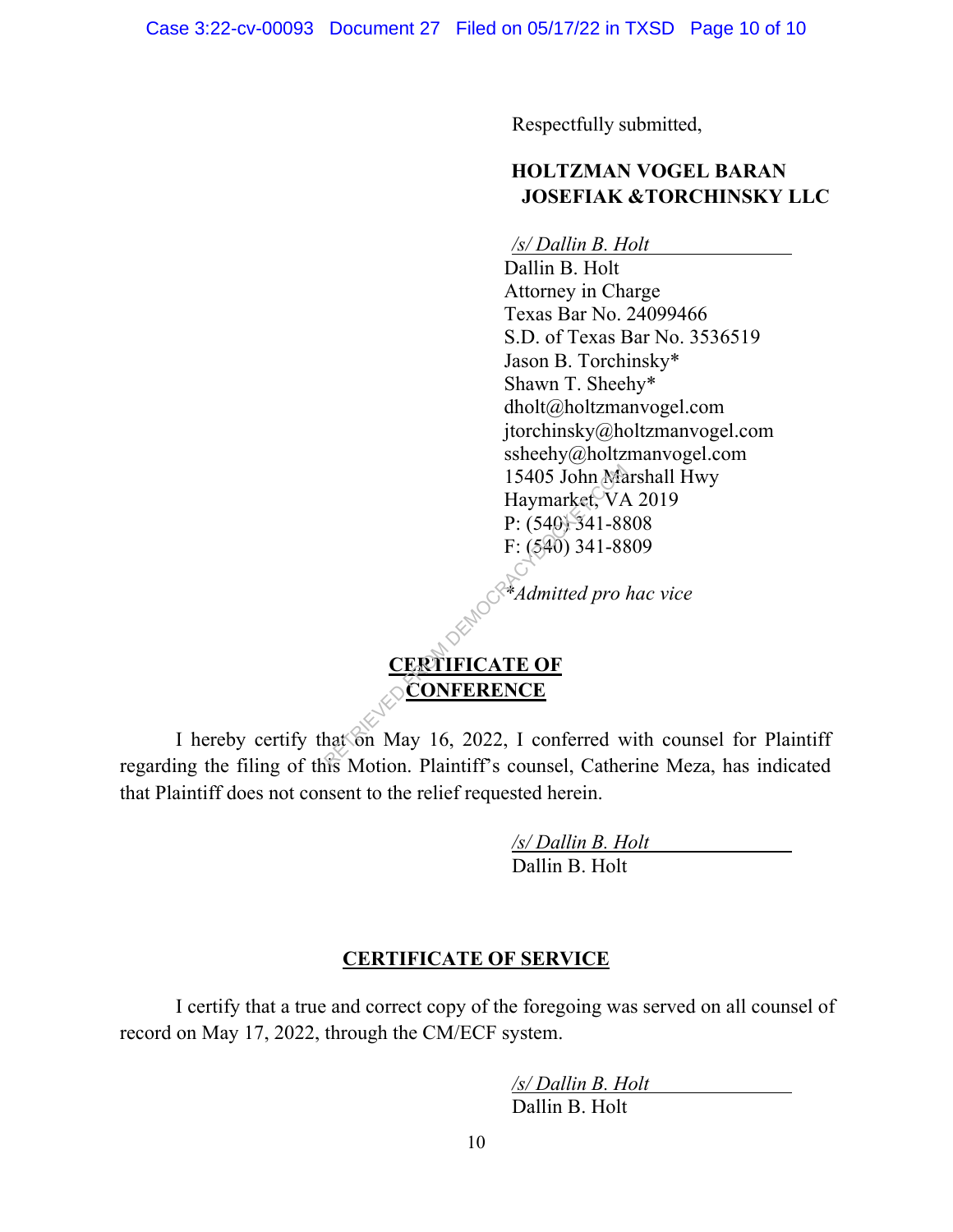Respectfully submitted,

**HOLTZMAN VOGEL BARAN JOSEFIAK &TORCHINSKY LLC**

*/s/ Dallin B. Holt*
Dallin B. Holt
Attorney in Charge
Texas Bar No. 24099466
S.D. of Texas Bar No. 3536519
Jason B. Torchinsky*
Shawn T. Sheehy*
dholt@holtzmanvogel.com
jtorchinsky@holtzmanvogel.com
ssheehy@holtzmanvogel.com
15405 John Marshall Hwy
Haymarket, VA 2019
P: (540) 341-8808
F: (540) 341-8809

**Admitted pro hac vice*

**CERTIFICATE OF CONFERENCE**

I hereby certify that on May 16, 2022, I conferred with counsel for Plaintiff regarding the filing of this Motion. Plaintiff's counsel, Catherine Meza, has indicated that Plaintiff does not consent to the relief requested herein.

*/s/ Dallin B. Holt*
Dallin B. Holt

**CERTIFICATE OF SERVICE**

I certify that a true and correct copy of the foregoing was served on all counsel of record on May 17, 2022, through the CM/ECF system.

*/s/ Dallin B. Holt*
Dallin B. Holt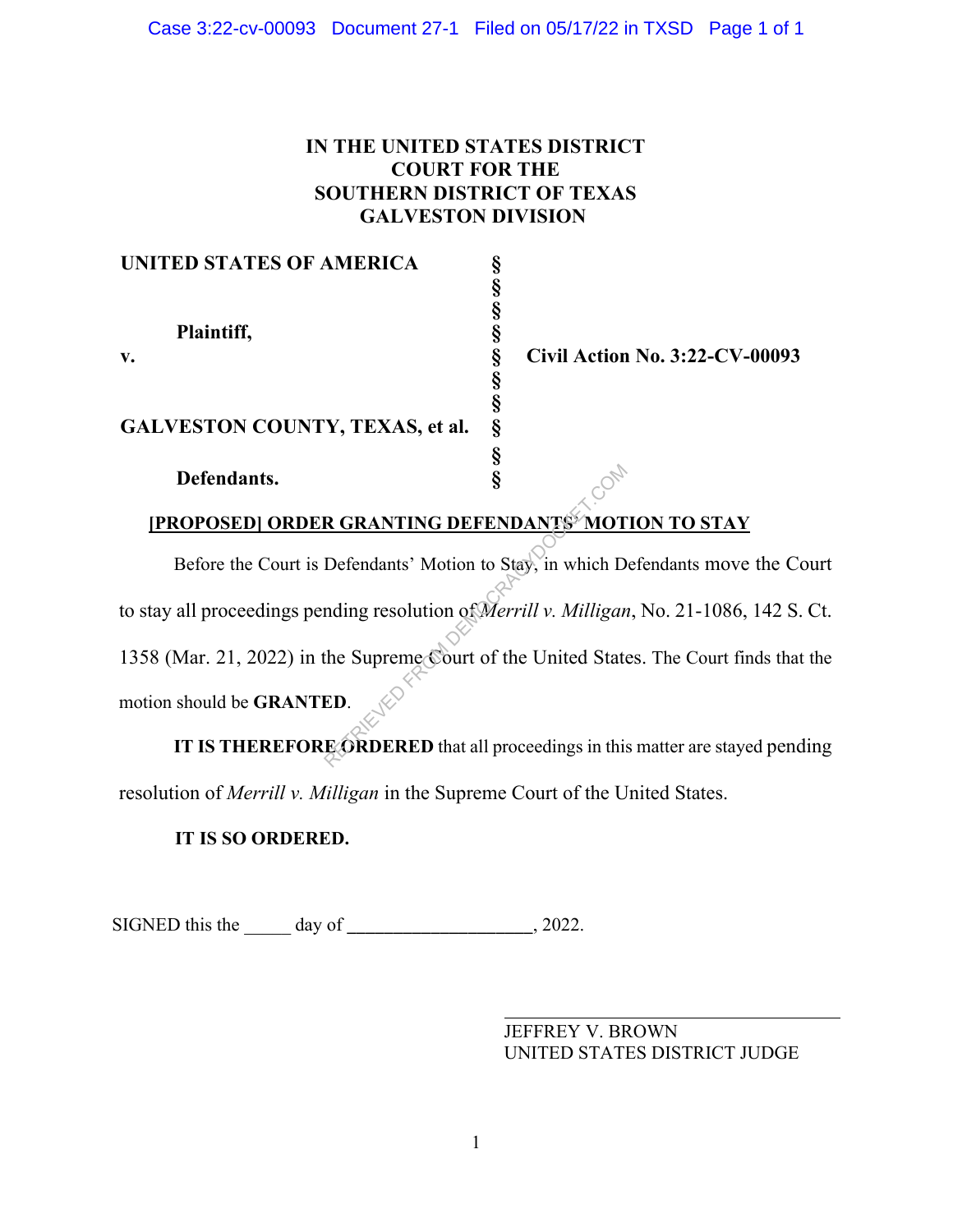**IN THE UNITED STATES DISTRICT COURT FOR THE SOUTHERN DISTRICT OF TEXAS GALVESTON DIVISION**

| | | |
|---|---|---|
| **UNITED STATES OF AMERICA** | § | |
| | § | |
| **Plaintiff,** | § | |
| **v.** | § | **Civil Action No. 3:22-CV-00093** |
| | § | |
| **GALVESTON COUNTY, TEXAS, et al.** | § | |
| | § | |
| **Defendants.** | § | |

**[PROPOSED] ORDER GRANTING DEFENDANTS' MOTION TO STAY**

Before the Court is Defendants' Motion to Stay, in which Defendants move the Court to stay all proceedings pending resolution of *Merrill v. Milligan*, No. 21-1086, 142 S. Ct. 1358 (Mar. 21, 2022) in the Supreme Court of the United States. The Court finds that the motion should be **GRANTED**.

**IT IS THEREFORE ORDERED** that all proceedings in this matter are stayed pending resolution of *Merrill v. Milligan* in the Supreme Court of the United States.

**IT IS SO ORDERED.**

SIGNED this the _____ day of ____________________, 2022.

______________________________
JEFFREY V. BROWN
UNITED STATES DISTRICT JUDGE